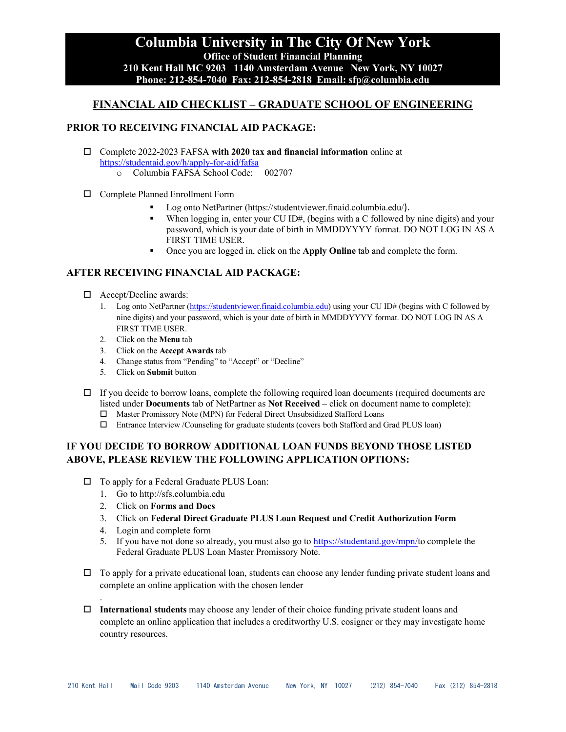# Columbia University in The City Of New York

**Office of Student Financial Planning**
**210 Kent Hall MC 9203 1140 Amsterdam Avenue New York, NY 10027**
**Phone: 212-854-7040 Fax: 212-854-2818 Email: sfp@columbia.edu**

## FINANCIAL AID CHECKLIST – GRADUATE SCHOOL OF ENGINEERING

### PRIOR TO RECEIVING FINANCIAL AID PACKAGE:

- ☐ Complete 2022-2023 FAFSA **with 2020 tax and financial information** online at https://studentaid.gov/h/apply-for-aid/fafsa
  - Columbia FAFSA School Code: 002707

- ☐ Complete Planned Enrollment Form
  - Log onto NetPartner (https://studentviewer.finaid.columbia.edu/).
  - When logging in, enter your CU ID#, (begins with a C followed by nine digits) and your password, which is your date of birth in MMDDYYYY format. DO NOT LOG IN AS A FIRST TIME USER.
  - Once you are logged in, click on the **Apply Online** tab and complete the form.

### AFTER RECEIVING FINANCIAL AID PACKAGE:

- ☐ Accept/Decline awards:
  1. Log onto NetPartner (https://studentviewer.finaid.columbia.edu) using your CU ID# (begins with C followed by nine digits) and your password, which is your date of birth in MMDDYYYY format. DO NOT LOG IN AS A FIRST TIME USER.
  2. Click on the **Menu** tab
  3. Click on the **Accept Awards** tab
  4. Change status from "Pending" to "Accept" or "Decline"
  5. Click on **Submit** button

- ☐ If you decide to borrow loans, complete the following required loan documents (required documents are listed under **Documents** tab of NetPartner as **Not Received** – click on document name to complete):
  - ☐ Master Promissory Note (MPN) for Federal Direct Unsubsidized Stafford Loans
  - ☐ Entrance Interview /Counseling for graduate students (covers both Stafford and Grad PLUS loan)

### IF YOU DECIDE TO BORROW ADDITIONAL LOAN FUNDS BEYOND THOSE LISTED ABOVE, PLEASE REVIEW THE FOLLOWING APPLICATION OPTIONS:

- ☐ To apply for a Federal Graduate PLUS Loan:
  1. Go to http://sfs.columbia.edu
  2. Click on **Forms and Docs**
  3. Click on **Federal Direct Graduate PLUS Loan Request and Credit Authorization Form**
  4. Login and complete form
  5. If you have not done so already, you must also go to https://studentaid.gov/mpn/to complete the Federal Graduate PLUS Loan Master Promissory Note.

- ☐ To apply for a private educational loan, students can choose any lender funding private student loans and complete an online application with the chosen lender

.

- ☐ **International students** may choose any lender of their choice funding private student loans and complete an online application that includes a creditworthy U.S. cosigner or they may investigate home country resources.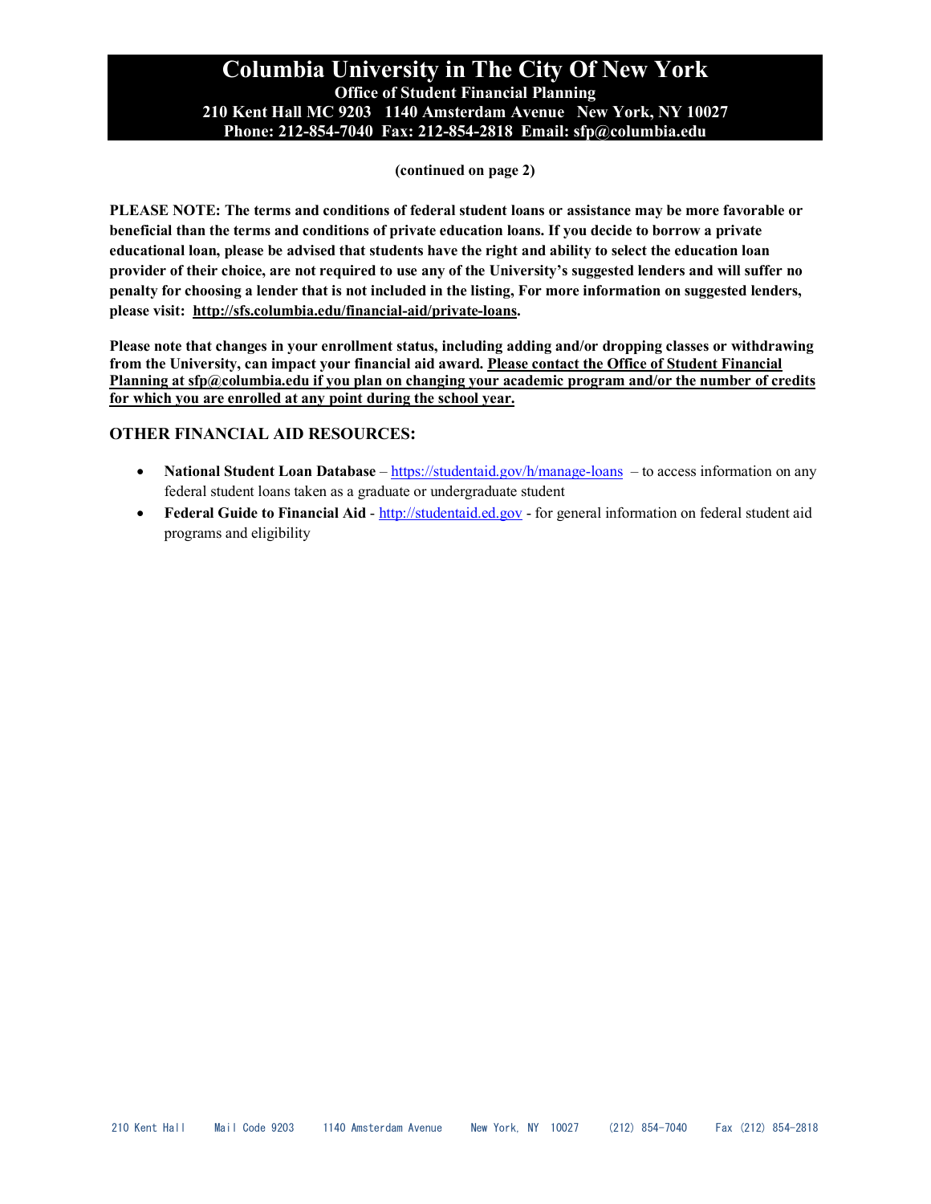# Columbia University in The City Of New York

**Office of Student Financial Planning**
**210 Kent Hall MC 9203 1140 Amsterdam Avenue New York, NY 10027**
**Phone: 212-854-7040 Fax: 212-854-2818 Email: sfp@columbia.edu**

**(continued on page 2)**

**PLEASE NOTE: The terms and conditions of federal student loans or assistance may be more favorable or beneficial than the terms and conditions of private education loans. If you decide to borrow a private educational loan, please be advised that students have the right and ability to select the education loan provider of their choice, are not required to use any of the University's suggested lenders and will suffer no penalty for choosing a lender that is not included in the listing, For more information on suggested lenders, please visit: http://sfs.columbia.edu/financial-aid/private-loans.**

**Please note that changes in your enrollment status, including adding and/or dropping classes or withdrawing from the University, can impact your financial aid award. Please contact the Office of Student Financial Planning at sfp@columbia.edu if you plan on changing your academic program and/or the number of credits for which you are enrolled at any point during the school year.**

## OTHER FINANCIAL AID RESOURCES:

- **National Student Loan Database** – https://studentaid.gov/h/manage-loans – to access information on any federal student loans taken as a graduate or undergraduate student
- **Federal Guide to Financial Aid** - http://studentaid.ed.gov - for general information on federal student aid programs and eligibility